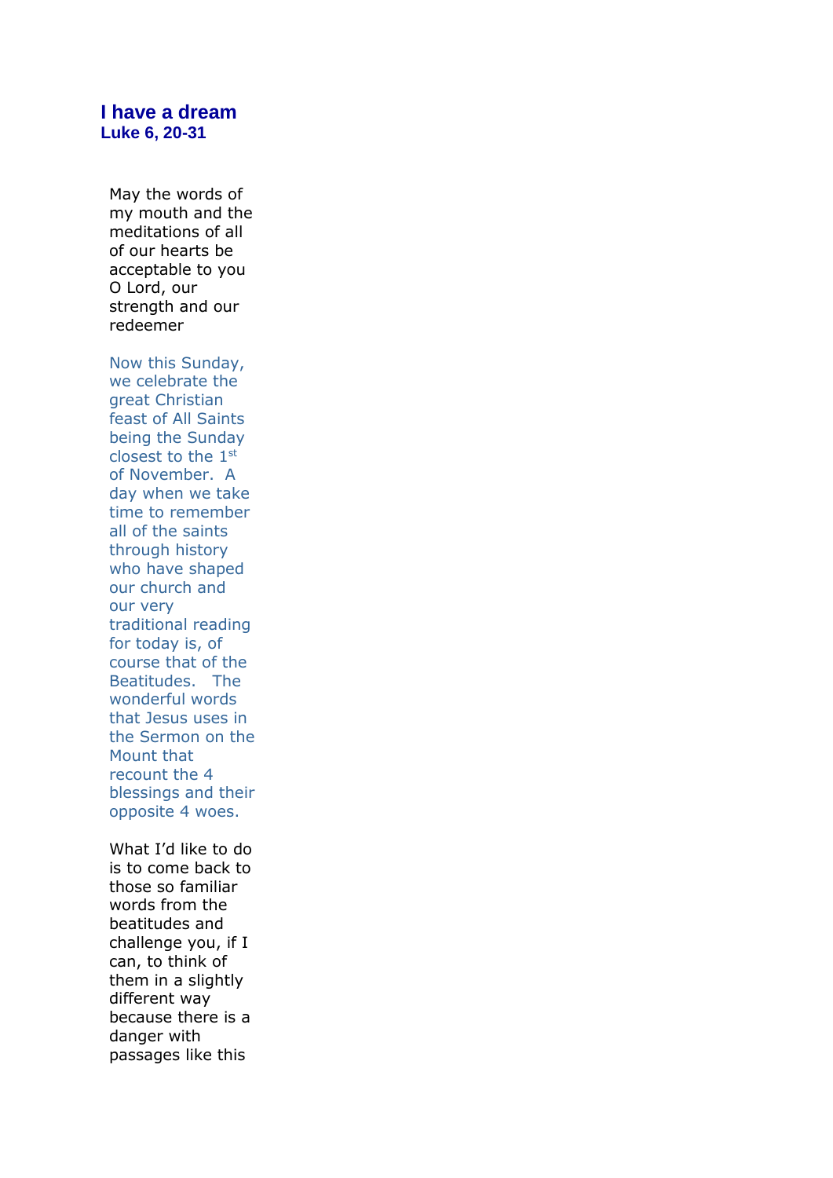# I have a dream

### Luke 6, 20-31

May the words of my mouth and the meditations of all of our hearts be acceptable to you O Lord, our strength and our redeemer

Now this Sunday, we celebrate the great Christian feast of All Saints being the Sunday closest to the 1st of November. A day when we take time to remember all of the saints through history who have shaped our church and our very traditional reading for today is, of course that of the Beatitudes. The wonderful words that Jesus uses in the Sermon on the Mount that recount the 4 blessings and their opposite 4 woes.

What I'd like to do is to come back to those so familiar words from the beatitudes and challenge you, if I can, to think of them in a slightly different way because there is a danger with passages like this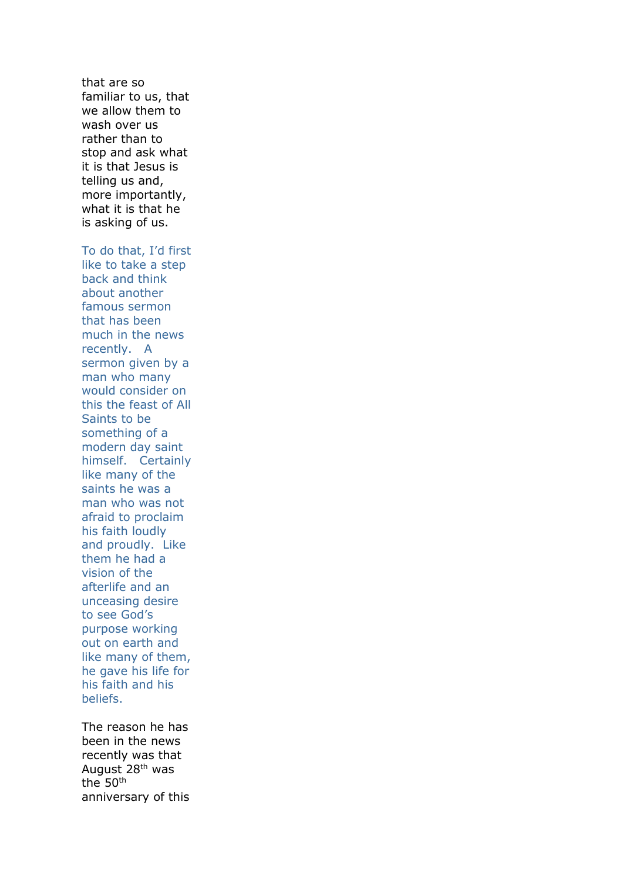that are so familiar to us, that we allow them to wash over us rather than to stop and ask what it is that Jesus is telling us and, more importantly, what it is that he is asking of us.

To do that, I'd first like to take a step back and think about another famous sermon that has been much in the news recently. A sermon given by a man who many would consider on this the feast of All Saints to be something of a modern day saint himself. Certainly like many of the saints he was a man who was not afraid to proclaim his faith loudly and proudly. Like them he had a vision of the afterlife and an unceasing desire to see God's purpose working out on earth and like many of them, he gave his life for his faith and his beliefs.

The reason he has been in the news recently was that August 28th was the 50th anniversary of this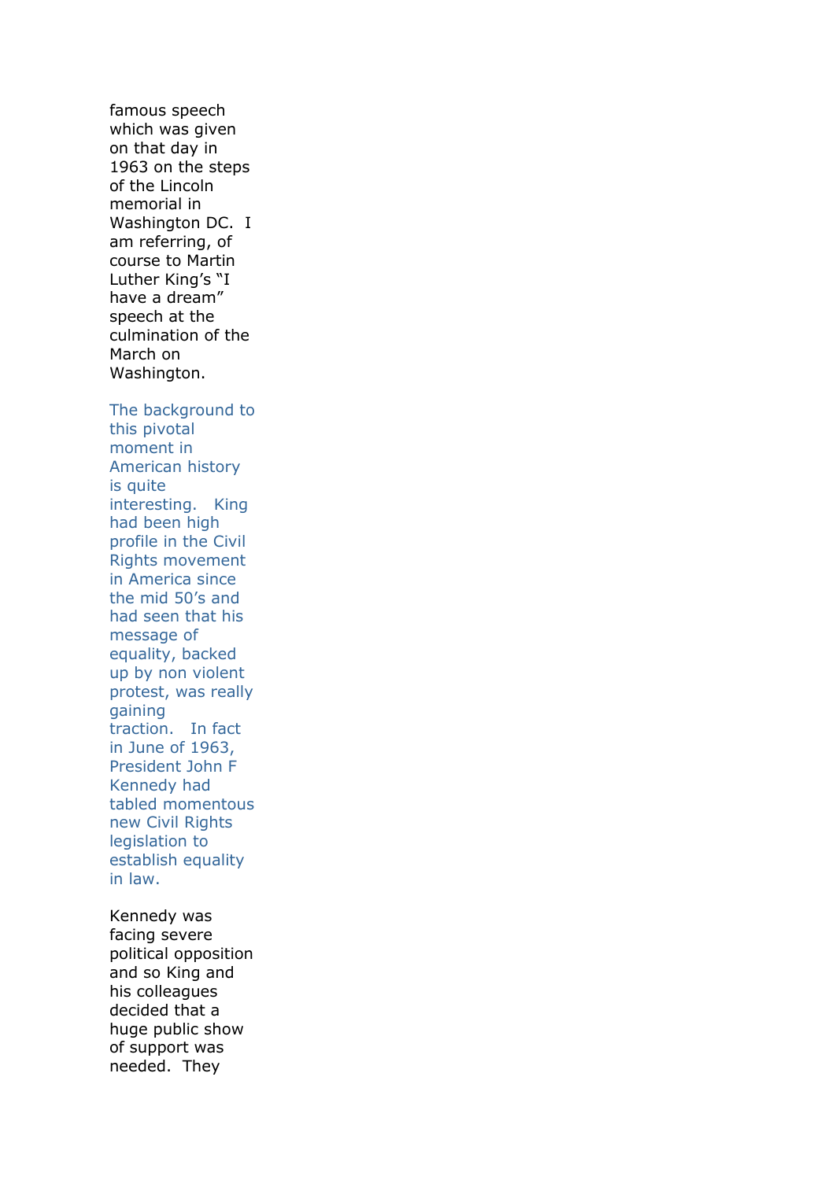famous speech which was given on that day in 1963 on the steps of the Lincoln memorial in Washington DC.  I am referring, of course to Martin Luther King's "I have a dream" speech at the culmination of the March on Washington.

The background to this pivotal moment in American history is quite interesting.   King had been high profile in the Civil Rights movement in America since the mid 50's and had seen that his message of equality, backed up by non violent protest, was really gaining traction.   In fact in June of 1963, President John F Kennedy had tabled momentous new Civil Rights legislation to establish equality in law.

Kennedy was facing severe political opposition and so King and his colleagues decided that a huge public show of support was needed.  They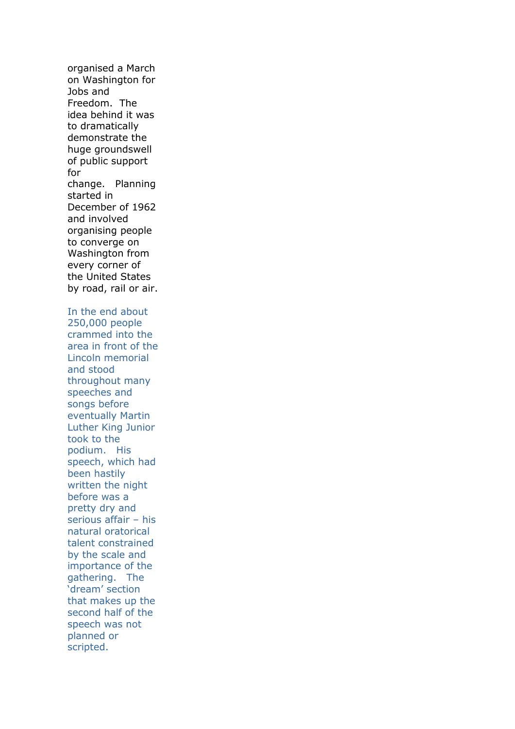organised a March on Washington for Jobs and Freedom. The idea behind it was to dramatically demonstrate the huge groundswell of public support for change. Planning started in December of 1962 and involved organising people to converge on Washington from every corner of the United States by road, rail or air.

In the end about 250,000 people crammed into the area in front of the Lincoln memorial and stood throughout many speeches and songs before eventually Martin Luther King Junior took to the podium. His speech, which had been hastily written the night before was a pretty dry and serious affair – his natural oratorical talent constrained by the scale and importance of the gathering. The 'dream' section that makes up the second half of the speech was not planned or scripted.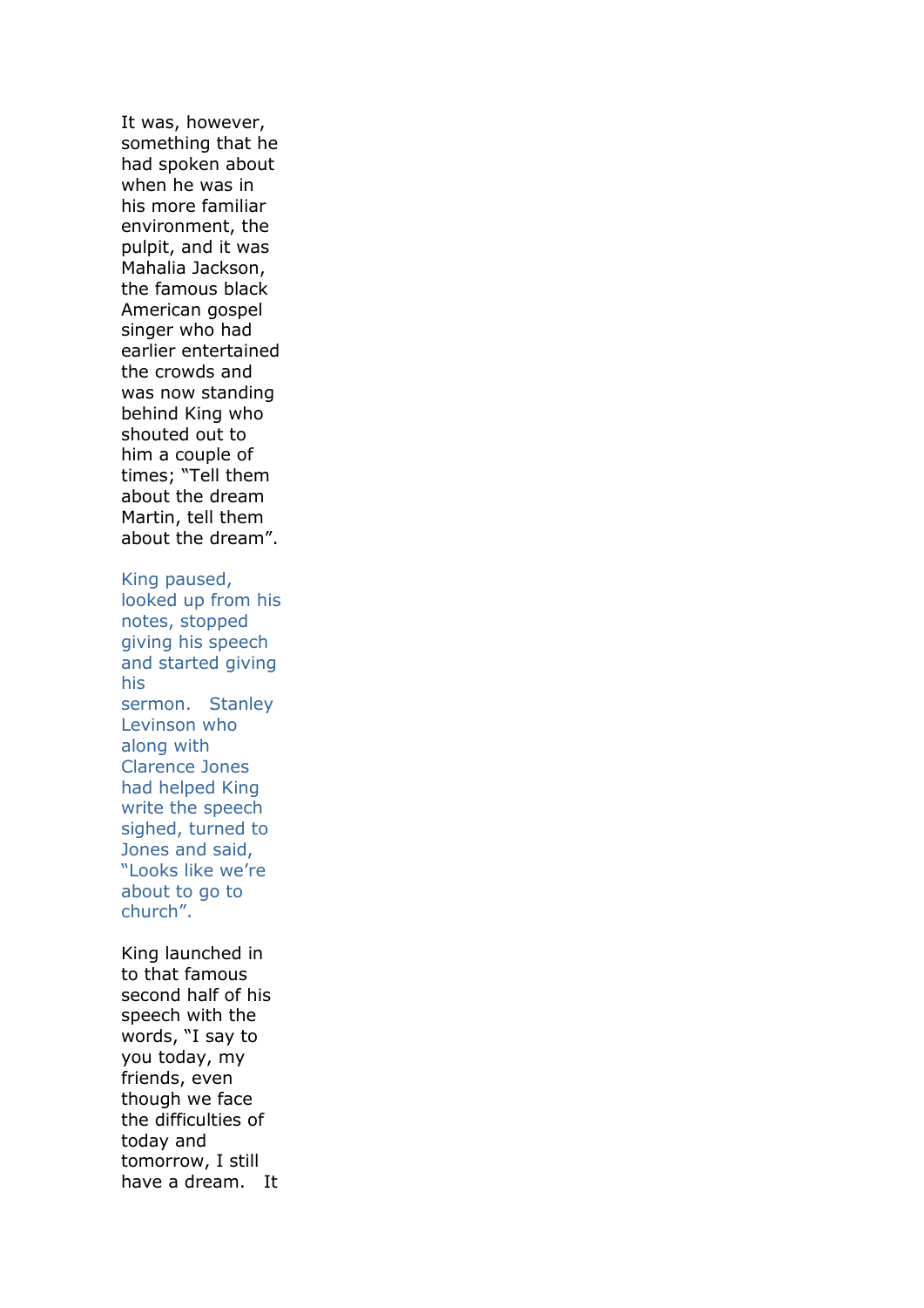It was, however, something that he had spoken about when he was in his more familiar environment, the pulpit, and it was Mahalia Jackson, the famous black American gospel singer who had earlier entertained the crowds and was now standing behind King who shouted out to him a couple of times; "Tell them about the dream Martin, tell them about the dream".

King paused, looked up from his notes, stopped giving his speech and started giving his sermon. Stanley Levinson who along with Clarence Jones had helped King write the speech sighed, turned to Jones and said, "Looks like we're about to go to church".

King launched in to that famous second half of his speech with the words, "I say to you today, my friends, even though we face the difficulties of today and tomorrow, I still have a dream. It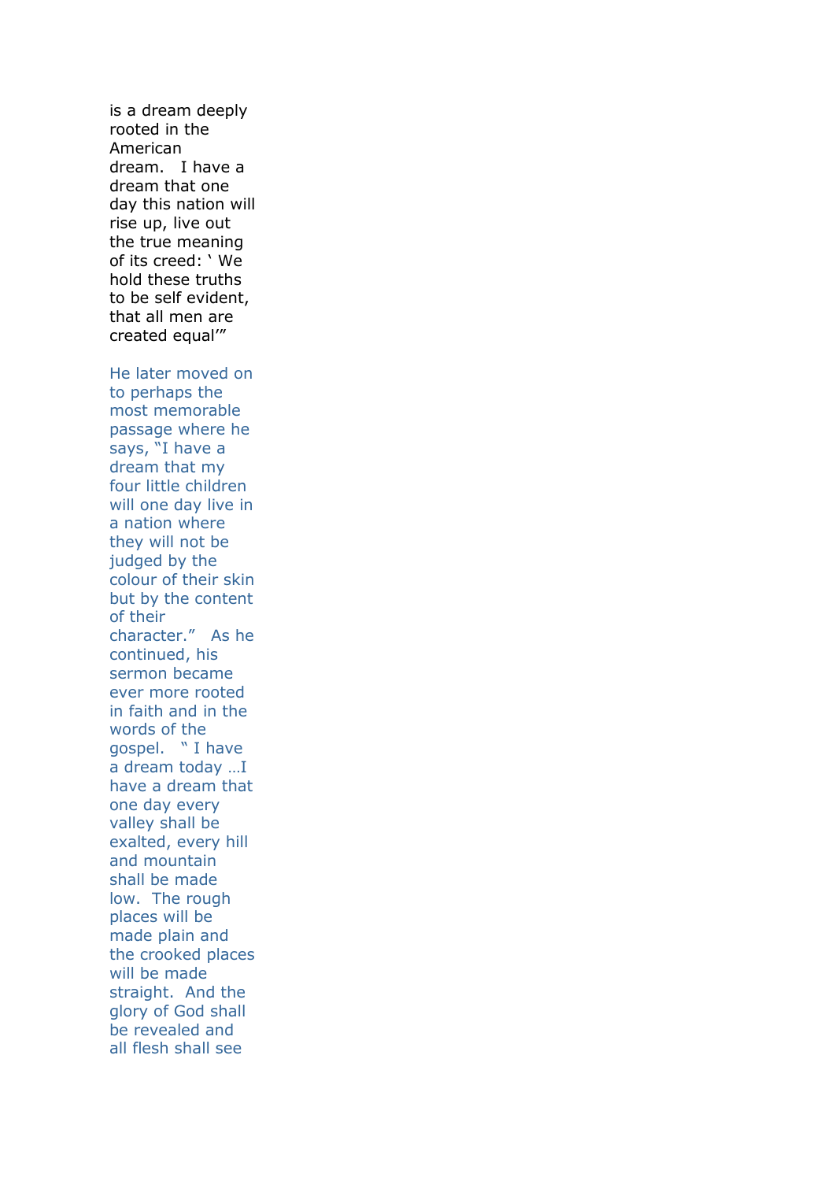is a dream deeply rooted in the American dream.  I have a dream that one day this nation will rise up, live out the true meaning of its creed: ' We hold these truths to be self evident, that all men are created equal'"

He later moved on to perhaps the most memorable passage where he says, "I have a dream that my four little children will one day live in a nation where they will not be judged by the colour of their skin but by the content of their character."  As he continued, his sermon became ever more rooted in faith and in the words of the gospel.  " I have a dream today …I have a dream that one day every valley shall be exalted, every hill and mountain shall be made low.  The rough places will be made plain and the crooked places will be made straight.  And the glory of God shall be revealed and all flesh shall see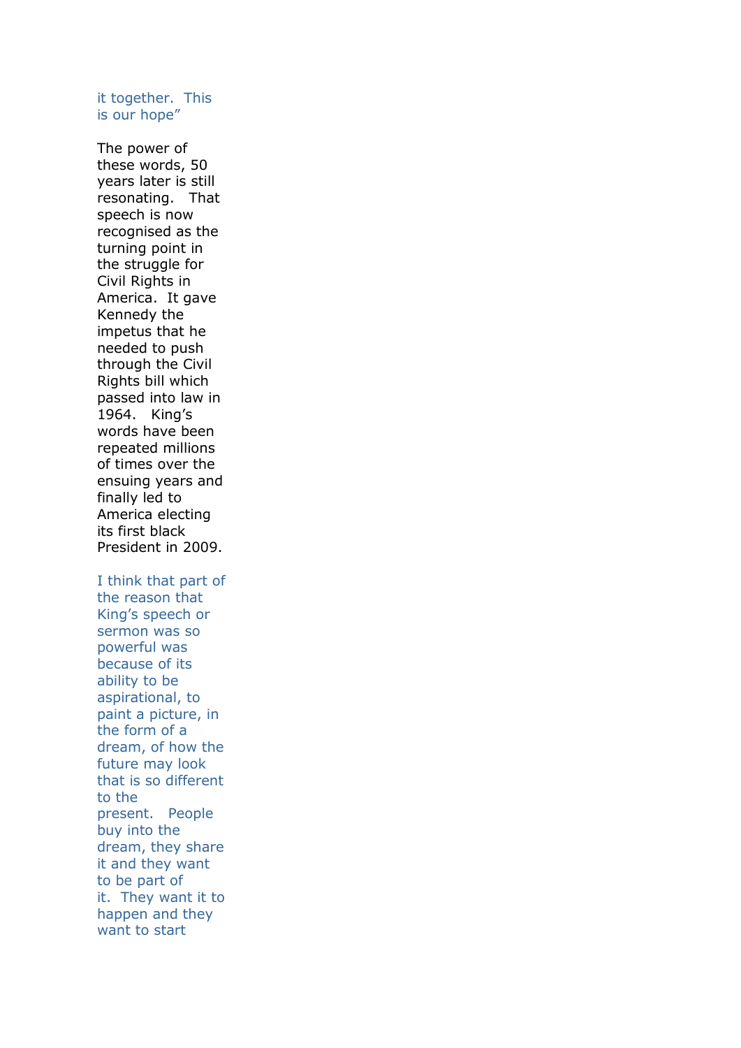it together.  This is our hope”

The power of these words, 50 years later is still resonating.   That speech is now recognised as the turning point in the struggle for Civil Rights in America.  It gave Kennedy the impetus that he needed to push through the Civil Rights bill which passed into law in 1964.   King’s words have been repeated millions of times over the ensuing years and finally led to America electing its first black President in 2009.

I think that part of the reason that King’s speech or sermon was so powerful was because of its ability to be aspirational, to paint a picture, in the form of a dream, of how the future may look that is so different to the present.   People buy into the dream, they share it and they want to be part of it.  They want it to happen and they want to start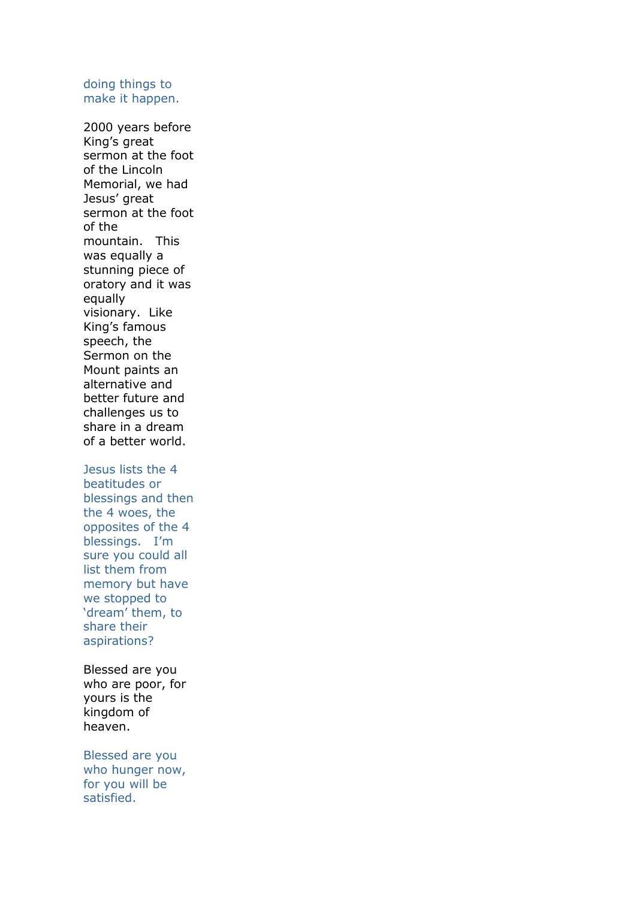doing things to make it happen.

2000 years before King's great sermon at the foot of the Lincoln Memorial, we had Jesus' great sermon at the foot of the mountain. This was equally a stunning piece of oratory and it was equally visionary. Like King's famous speech, the Sermon on the Mount paints an alternative and better future and challenges us to share in a dream of a better world.

Jesus lists the 4 beatitudes or blessings and then the 4 woes, the opposites of the 4 blessings. I'm sure you could all list them from memory but have we stopped to 'dream' them, to share their aspirations?

Blessed are you who are poor, for yours is the kingdom of heaven.

Blessed are you who hunger now, for you will be satisfied.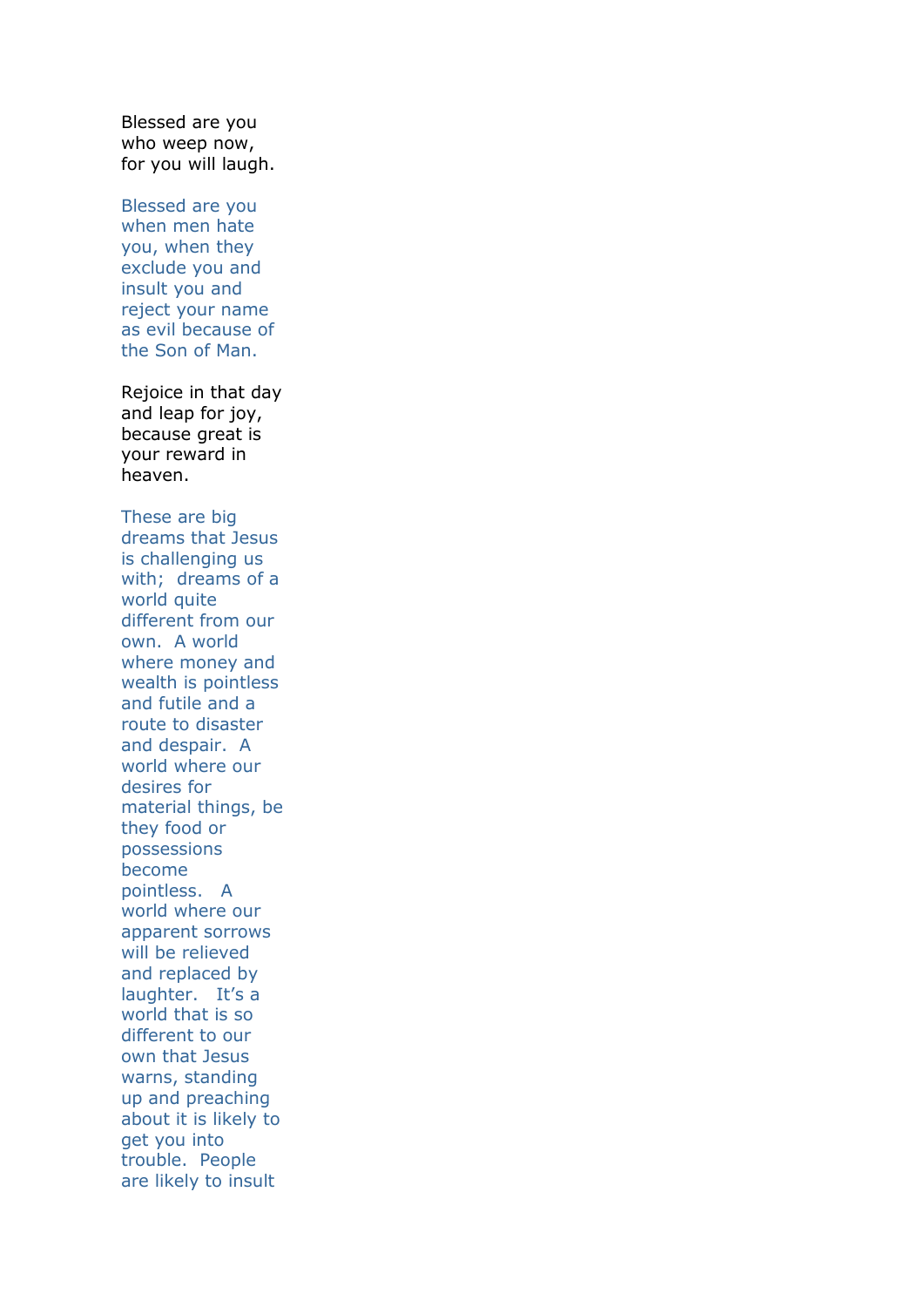Blessed are you who weep now, for you will laugh.

Blessed are you when men hate you, when they exclude you and insult you and reject your name as evil because of the Son of Man.

Rejoice in that day and leap for joy, because great is your reward in heaven.

These are big dreams that Jesus is challenging us with; dreams of a world quite different from our own. A world where money and wealth is pointless and futile and a route to disaster and despair. A world where our desires for material things, be they food or possessions become pointless. A world where our apparent sorrows will be relieved and replaced by laughter. It's a world that is so different to our own that Jesus warns, standing up and preaching about it is likely to get you into trouble. People are likely to insult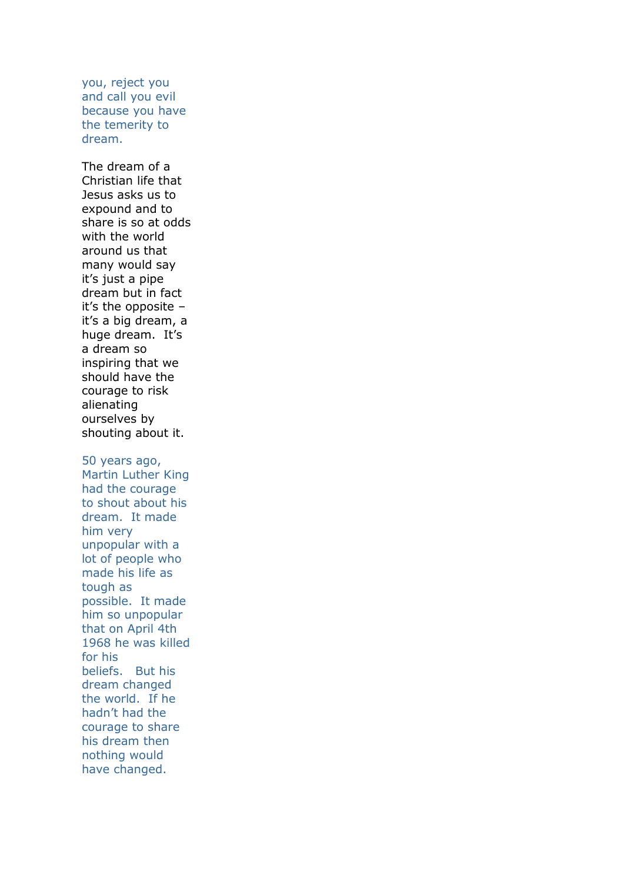you, reject you and call you evil because you have the temerity to dream.

The dream of a Christian life that Jesus asks us to expound and to share is so at odds with the world around us that many would say it's just a pipe dream but in fact it's the opposite – it's a big dream, a huge dream. It's a dream so inspiring that we should have the courage to risk alienating ourselves by shouting about it.

50 years ago, Martin Luther King had the courage to shout about his dream. It made him very unpopular with a lot of people who made his life as tough as possible. It made him so unpopular that on April 4th 1968 he was killed for his beliefs. But his dream changed the world. If he hadn't had the courage to share his dream then nothing would have changed.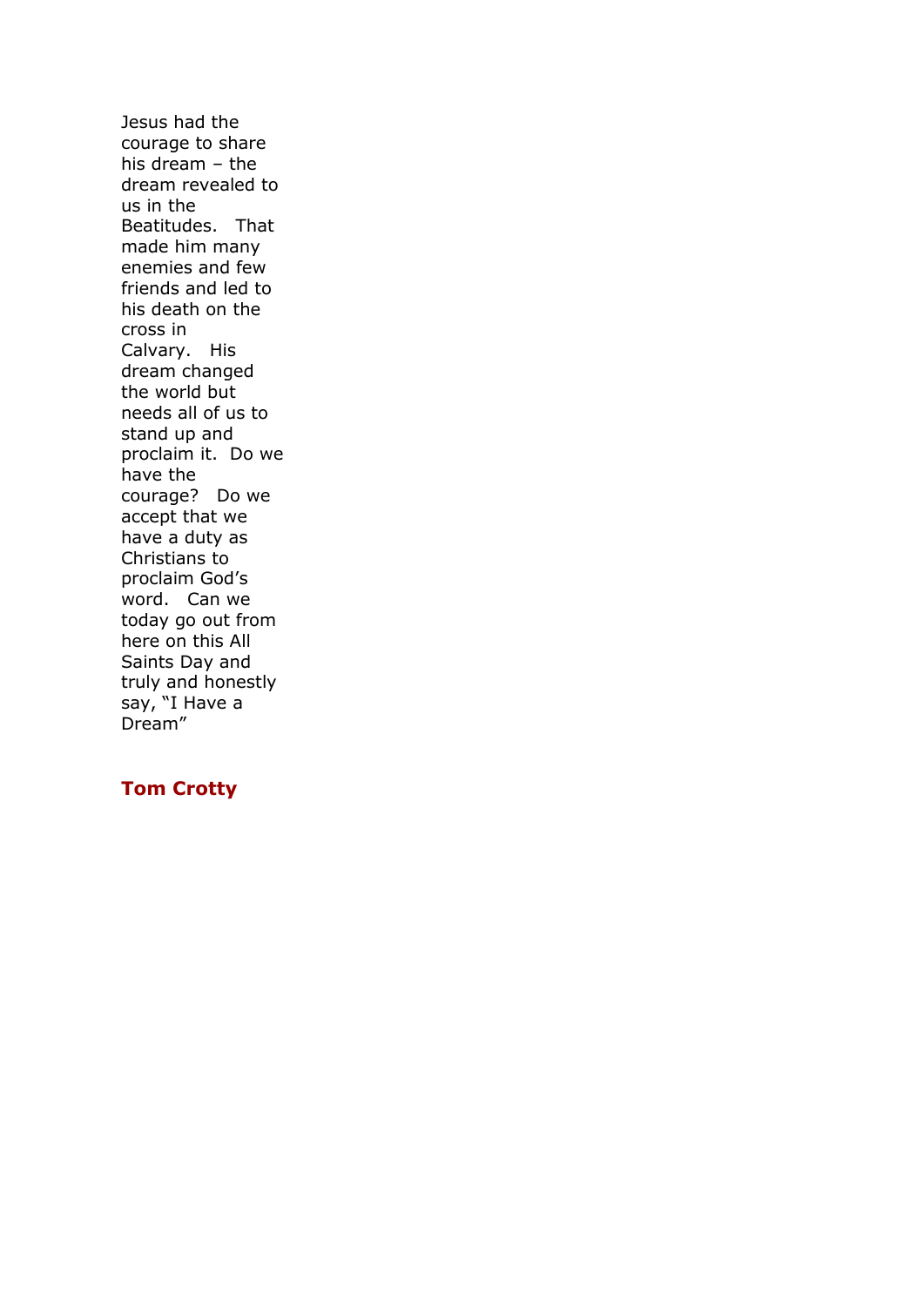Jesus had the courage to share his dream – the dream revealed to us in the Beatitudes. That made him many enemies and few friends and led to his death on the cross in Calvary. His dream changed the world but needs all of us to stand up and proclaim it. Do we have the courage? Do we accept that we have a duty as Christians to proclaim God's word. Can we today go out from here on this All Saints Day and truly and honestly say, "I Have a Dream"

**Tom Crotty**